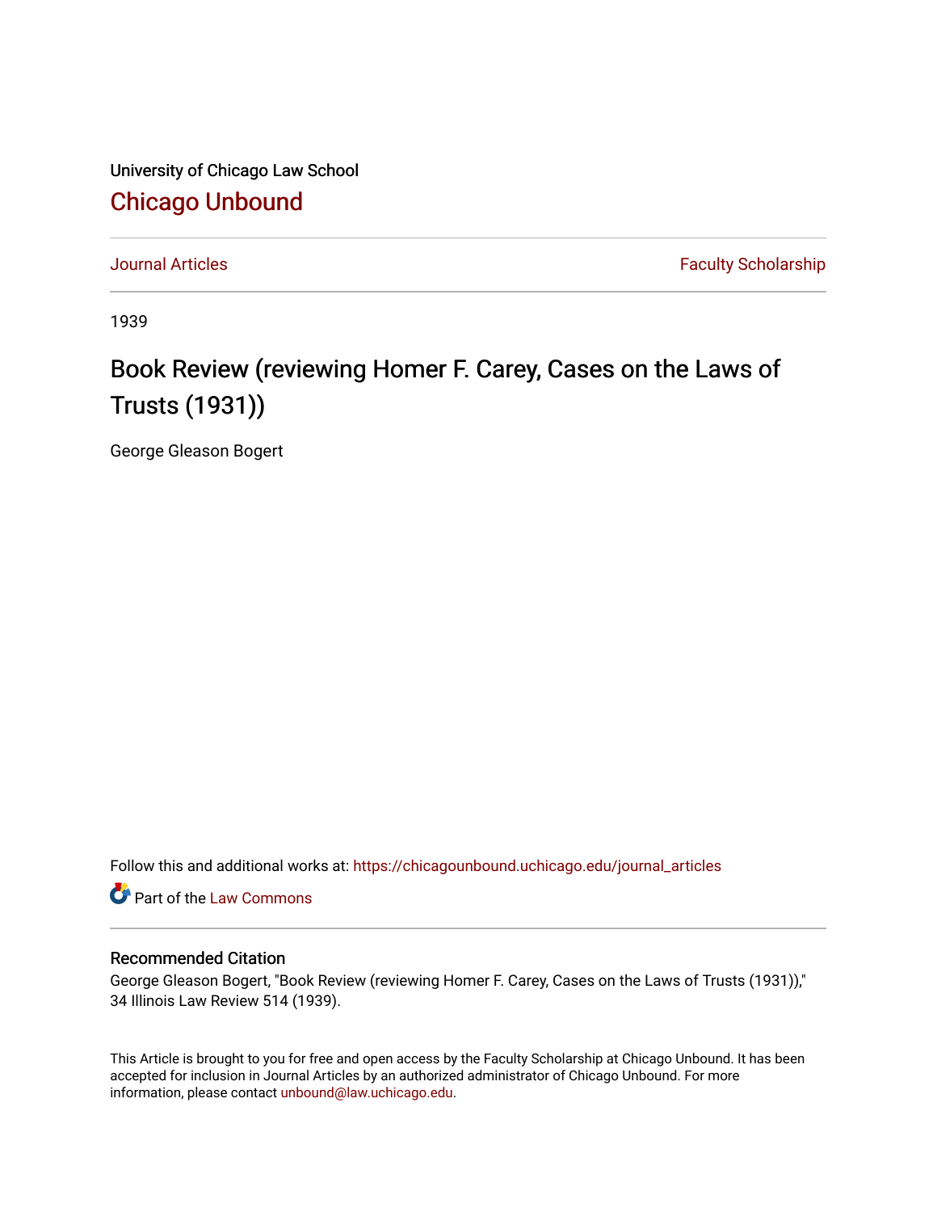University of Chicago Law School

## Chicago Unbound

Journal Articles | Faculty Scholarship

1939

# Book Review (reviewing Homer F. Carey, Cases on the Laws of Trusts (1931))

George Gleason Bogert

Follow this and additional works at: https://chicagounbound.uchicago.edu/journal_articles

Part of the Law Commons

### Recommended Citation

George Gleason Bogert, "Book Review (reviewing Homer F. Carey, Cases on the Laws of Trusts (1931))," 34 Illinois Law Review 514 (1939).

This Article is brought to you for free and open access by the Faculty Scholarship at Chicago Unbound. It has been accepted for inclusion in Journal Articles by an authorized administrator of Chicago Unbound. For more information, please contact unbound@law.uchicago.edu.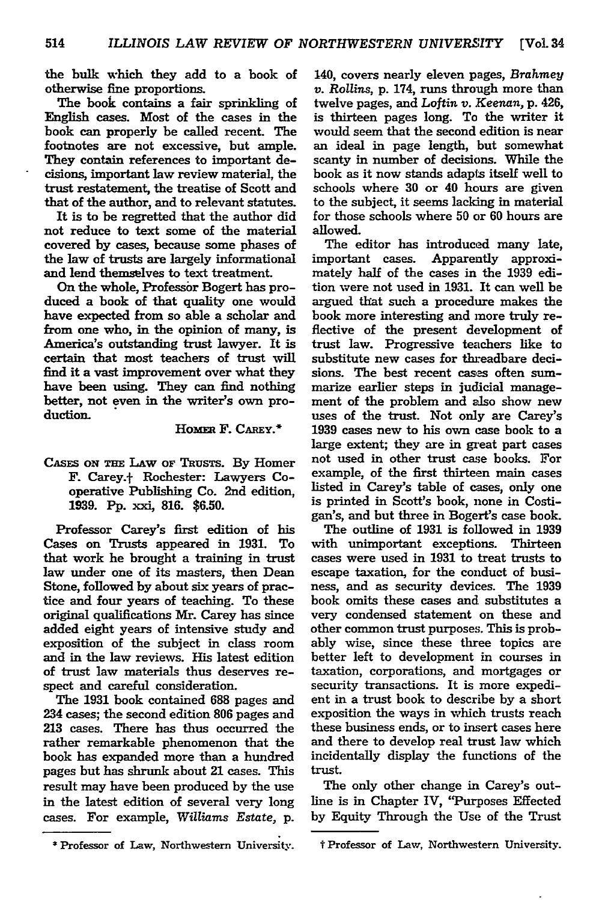the bulk which they add to a book of otherwise fine proportions.

The book contains a fair sprinkling of English cases. Most of the cases in the book can properly be called recent. The footnotes are not excessive, but ample. They contain references to important decisions, important law review material, the trust restatement, the treatise of Scott and that of the author, and to relevant statutes.

It is to be regretted that the author did not reduce to text some of the material covered by cases, because some phases of the law of trusts are largely informational and lend themselves to text treatment.

On the whole, Professor Bogert has produced a book of that quality one would have expected from so able a scholar and from one who, in the opinion of many, is America's outstanding trust lawyer. It is certain that most teachers of trust will find it a vast improvement over what they have been using. They can find nothing better, not even in the writer's own production.

HOMER F. CAREY.*

CASES ON THE LAW OF TRUSTS. By Homer F. Carey.† Rochester: Lawyers Cooperative Publishing Co. 2nd edition, 1939. Pp. xxi, 816. $6.50.

Professor Carey's first edition of his Cases on Trusts appeared in 1931. To that work he brought a training in trust law under one of its masters, then Dean Stone, followed by about six years of practice and four years of teaching. To these original qualifications Mr. Carey has since added eight years of intensive study and exposition of the subject in class room and in the law reviews. His latest edition of trust law materials thus deserves respect and careful consideration.

The 1931 book contained 688 pages and 234 cases; the second edition 806 pages and 213 cases. There has thus occurred the rather remarkable phenomenon that the book has expanded more than a hundred pages but has shrunk about 21 cases. This result may have been produced by the use in the latest edition of several very long cases. For example, *Williams Estate*, p. 140, covers nearly eleven pages, *Brahmey v. Rollins*, p. 174, runs through more than twelve pages, and *Loftin v. Keenan*, p. 426, is thirteen pages long. To the writer it would seem that the second edition is near an ideal in page length, but somewhat scanty in number of decisions. While the book as it now stands adapts itself well to schools where 30 or 40 hours are given to the subject, it seems lacking in material for those schools where 50 or 60 hours are allowed.

The editor has introduced many late, important cases. Apparently approximately half of the cases in the 1939 edition were not used in 1931. It can well be argued that such a procedure makes the book more interesting and more truly reflective of the present development of trust law. Progressive teachers like to substitute new cases for threadbare decisions. The best recent cases often summarize earlier steps in judicial management of the problem and also show new uses of the trust. Not only are Carey's 1939 cases new to his own case book to a large extent; they are in great part cases not used in other trust case books. For example, of the first thirteen main cases listed in Carey's table of cases, only one is printed in Scott's book, none in Costigan's, and but three in Bogert's case book.

The outline of 1931 is followed in 1939 with unimportant exceptions. Thirteen cases were used in 1931 to treat trusts to escape taxation, for the conduct of business, and as security devices. The 1939 book omits these cases and substitutes a very condensed statement on these and other common trust purposes. This is probably wise, since these three topics are better left to development in courses in taxation, corporations, and mortgages or security transactions. It is more expedient in a trust book to describe by a short exposition the ways in which trusts reach these business ends, or to insert cases here and there to develop real trust law which incidentally display the functions of the trust.

The only other change in Carey's outline is in Chapter IV, "Purposes Effected by Equity Through the Use of the Trust

* Professor of Law, Northwestern University.

† Professor of Law, Northwestern University.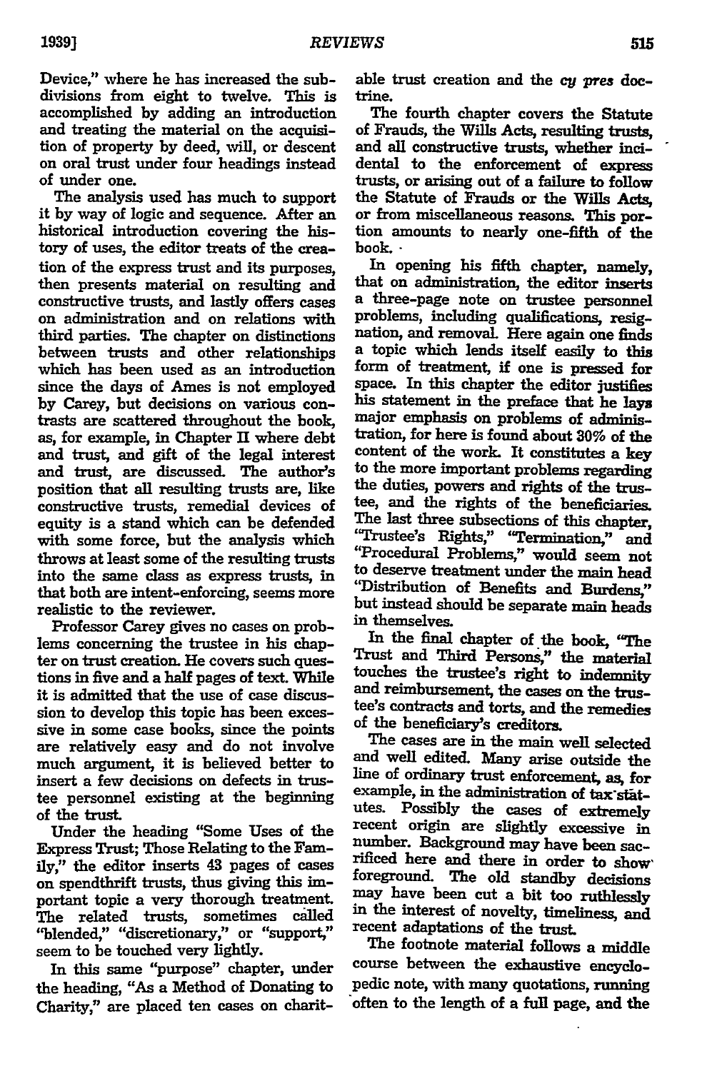Device," where he has increased the subdivisions from eight to twelve. This is accomplished by adding an introduction and treating the material on the acquisition of property by deed, will, or descent on oral trust under four headings instead of under one.

The analysis used has much to support it by way of logic and sequence. After an historical introduction covering the history of uses, the editor treats of the creation of the express trust and its purposes, then presents material on resulting and constructive trusts, and lastly offers cases on administration and on relations with third parties. The chapter on distinctions between trusts and other relationships which has been used as an introduction since the days of Ames is not employed by Carey, but decisions on various contrasts are scattered throughout the book, as, for example, in Chapter II where debt and trust, and gift of the legal interest and trust, are discussed. The author's position that all resulting trusts are, like constructive trusts, remedial devices of equity is a stand which can be defended with some force, but the analysis which throws at least some of the resulting trusts into the same class as express trusts, in that both are intent-enforcing, seems more realistic to the reviewer.

Professor Carey gives no cases on problems concerning the trustee in his chapter on trust creation. He covers such questions in five and a half pages of text. While it is admitted that the use of case discussion to develop this topic has been excessive in some case books, since the points are relatively easy and do not involve much argument, it is believed better to insert a few decisions on defects in trustee personnel existing at the beginning of the trust.

Under the heading "Some Uses of the Express Trust; Those Relating to the Family," the editor inserts 43 pages of cases on spendthrift trusts, thus giving this important topic a very thorough treatment. The related trusts, sometimes called "blended," "discretionary," or "support," seem to be touched very lightly.

In this same "purpose" chapter, under the heading, "As a Method of Donating to Charity," are placed ten cases on charitable trust creation and the *cy pres* doctrine.

The fourth chapter covers the Statute of Frauds, the Wills Acts, resulting trusts, and all constructive trusts, whether incidental to the enforcement of express trusts, or arising out of a failure to follow the Statute of Frauds or the Wills Acts, or from miscellaneous reasons. This portion amounts to nearly one-fifth of the book.

In opening his fifth chapter, namely, that on administration, the editor inserts a three-page note on trustee personnel problems, including qualifications, resignation, and removal. Here again one finds a topic which lends itself easily to this form of treatment, if one is pressed for space. In this chapter the editor justifies his statement in the preface that he lays major emphasis on problems of administration, for here is found about 30% of the content of the work. It constitutes a key to the more important problems regarding the duties, powers and rights of the trustee, and the rights of the beneficiaries. The last three subsections of this chapter, "Trustee's Rights," "Termination," and "Procedural Problems," would seem not to deserve treatment under the main head "Distribution of Benefits and Burdens," but instead should be separate main heads in themselves.

In the final chapter of the book, "The Trust and Third Persons," the material touches the trustee's right to indemnity and reimbursement, the cases on the trustee's contracts and torts, and the remedies of the beneficiary's creditors.

The cases are in the main well selected and well edited. Many arise outside the line of ordinary trust enforcement, as, for example, in the administration of tax statutes. Possibly the cases of extremely recent origin are slightly excessive in number. Background may have been sacrificed here and there in order to show foreground. The old standby decisions may have been cut a bit too ruthlessly in the interest of novelty, timeliness, and recent adaptations of the trust.

The footnote material follows a middle course between the exhaustive encyclopedic note, with many quotations, running often to the length of a full page, and the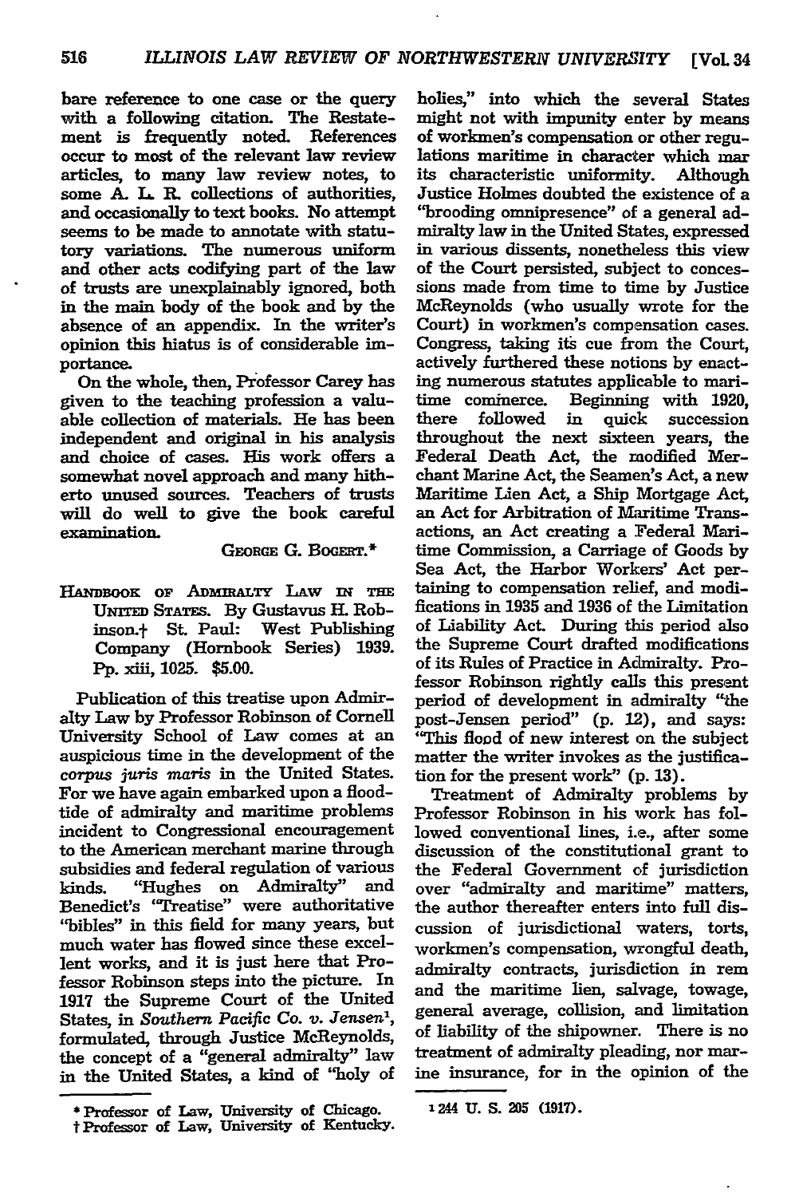bare reference to one case or the query with a following citation. The Restatement is frequently noted. References occur to most of the relevant law review articles, to many law review notes, to some A. L. R. collections of authorities, and occasionally to text books. No attempt seems to be made to annotate with statutory variations. The numerous uniform and other acts codifying part of the law of trusts are unexplainably ignored, both in the main body of the book and by the absence of an appendix. In the writer's opinion this hiatus is of considerable importance.

On the whole, then, Professor Carey has given to the teaching profession a valuable collection of materials. He has been independent and original in his analysis and choice of cases. His work offers a somewhat novel approach and many hitherto unused sources. Teachers of trusts will do well to give the book careful examination.

GEORGE G. BOGERT.*

HANDBOOK OF ADMIRALTY LAW IN THE UNITED STATES. By Gustavus H. Robinson.† St. Paul: West Publishing Company (Hornbook Series) 1939. Pp. xiii, 1025. $5.00.

Publication of this treatise upon Admiralty Law by Professor Robinson of Cornell University School of Law comes at an auspicious time in the development of the *corpus juris maris* in the United States. For we have again embarked upon a floodtide of admiralty and maritime problems incident to Congressional encouragement to the American merchant marine through subsidies and federal regulation of various kinds. "Hughes on Admiralty" and Benedict's "Treatise" were authoritative "bibles" in this field for many years, but much water has flowed since these excellent works, and it is just here that Professor Robinson steps into the picture. In 1917 the Supreme Court of the United States, in *Southern Pacific Co. v. Jensen*[1], formulated, through Justice McReynolds, the concept of a "general admiralty" law in the United States, a kind of "holy of holies," into which the several States might not with impunity enter by means of workmen's compensation or other regulations maritime in character which mar its characteristic uniformity. Although Justice Holmes doubted the existence of a "brooding omnipresence" of a general admiralty law in the United States, expressed in various dissents, nonetheless this view of the Court persisted, subject to concessions made from time to time by Justice McReynolds (who usually wrote for the Court) in workmen's compensation cases. Congress, taking its cue from the Court, actively furthered these notions by enacting numerous statutes applicable to maritime commerce. Beginning with 1920, there followed in quick succession throughout the next sixteen years, the Federal Death Act, the modified Merchant Marine Act, the Seamen's Act, a new Maritime Lien Act, a Ship Mortgage Act, an Act for Arbitration of Maritime Transactions, an Act creating a Federal Maritime Commission, a Carriage of Goods by Sea Act, the Harbor Workers' Act pertaining to compensation relief, and modifications in 1935 and 1936 of the Limitation of Liability Act. During this period also the Supreme Court drafted modifications of its Rules of Practice in Admiralty. Professor Robinson rightly calls this present period of development in admiralty "the post-Jensen period" (p. 12), and says: "This flood of new interest on the subject matter the writer invokes as the justification for the present work" (p. 13).

Treatment of Admiralty problems by Professor Robinson in his work has followed conventional lines, i.e., after some discussion of the constitutional grant to the Federal Government of jurisdiction over "admiralty and maritime" matters, the author thereafter enters into full discussion of jurisdictional waters, torts, workmen's compensation, wrongful death, admiralty contracts, jurisdiction in rem and the maritime lien, salvage, towage, general average, collision, and limitation of liability of the shipowner. There is no treatment of admiralty pleading, nor marine insurance, for in the opinion of the

\* Professor of Law, University of Chicago.

† Professor of Law, University of Kentucky.

[1] 244 U. S. 205 (1917).